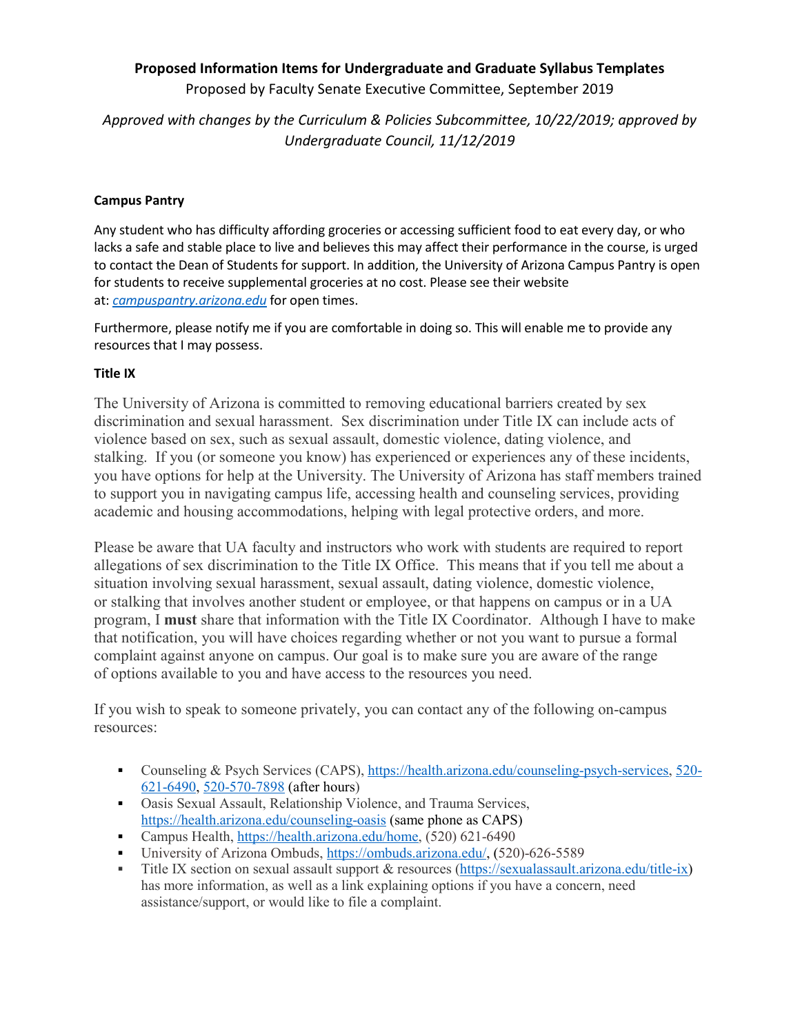# Proposed Information Items for Undergraduate and Graduate Syllabus Templates

Proposed by Faculty Senate Executive Committee, September 2019

*Approved with changes by the Curriculum & Policies Subcommittee, 10/22/2019; approved by Undergraduate Council, 11/12/2019*

### Campus Pantry

Any student who has difficulty affording groceries or accessing sufficient food to eat every day, or who lacks a safe and stable place to live and believes this may affect their performance in the course, is urged to contact the Dean of Students for support. In addition, the University of Arizona Campus Pantry is open for students to receive supplemental groceries at no cost. Please see their website at: *campuspantry.arizona.edu* for open times.

Furthermore, please notify me if you are comfortable in doing so. This will enable me to provide any resources that I may possess.

### Title IX

The University of Arizona is committed to removing educational barriers created by sex discrimination and sexual harassment. Sex discrimination under Title IX can include acts of violence based on sex, such as sexual assault, domestic violence, dating violence, and stalking. If you (or someone you know) has experienced or experiences any of these incidents, you have options for help at the University. The University of Arizona has staff members trained to support you in navigating campus life, accessing health and counseling services, providing academic and housing accommodations, helping with legal protective orders, and more.

Please be aware that UA faculty and instructors who work with students are required to report allegations of sex discrimination to the Title IX Office. This means that if you tell me about a situation involving sexual harassment, sexual assault, dating violence, domestic violence, or stalking that involves another student or employee, or that happens on campus or in a UA program, I **must** share that information with the Title IX Coordinator. Although I have to make that notification, you will have choices regarding whether or not you want to pursue a formal complaint against anyone on campus. Our goal is to make sure you are aware of the range of options available to you and have access to the resources you need.

If you wish to speak to someone privately, you can contact any of the following on-campus resources:

- Counseling & Psych Services (CAPS), https://health.arizona.edu/counseling-psych-services, 520-621-6490, 520-570-7898 (after hours)
- Oasis Sexual Assault, Relationship Violence, and Trauma Services, https://health.arizona.edu/counseling-oasis (same phone as CAPS)
- Campus Health, https://health.arizona.edu/home, (520) 621-6490
- University of Arizona Ombuds, https://ombuds.arizona.edu/, (520)-626-5589
- Title IX section on sexual assault support & resources (https://sexualassault.arizona.edu/title-ix) has more information, as well as a link explaining options if you have a concern, need assistance/support, or would like to file a complaint.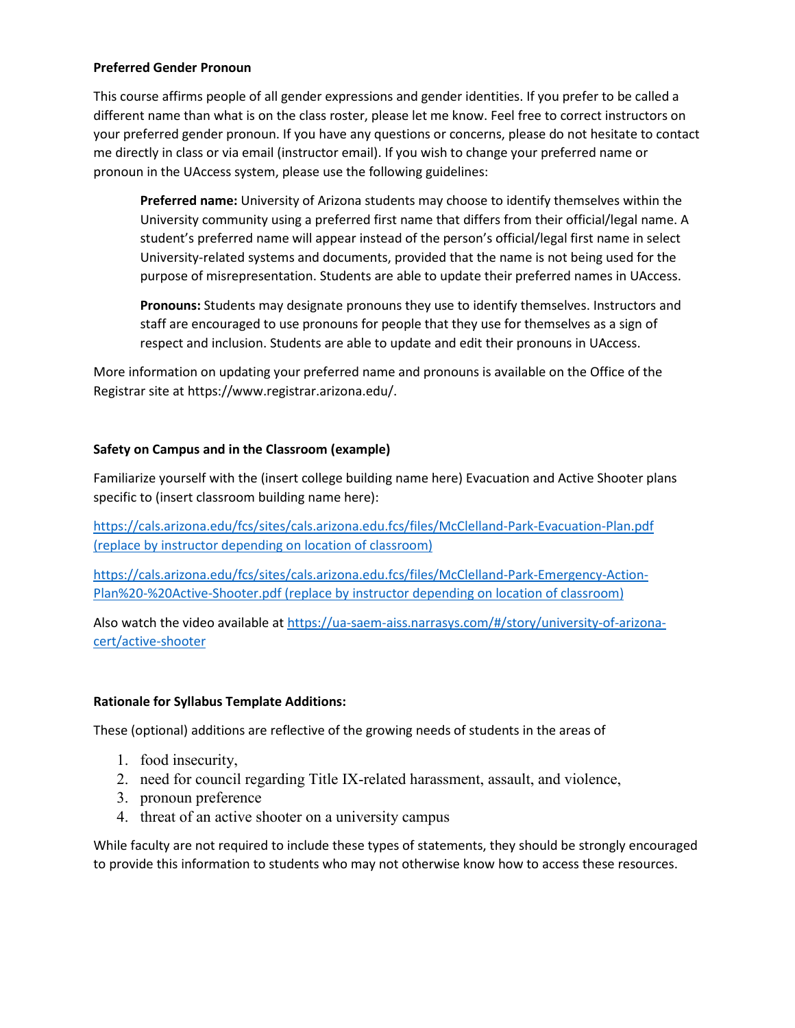**Preferred Gender Pronoun**

This course affirms people of all gender expressions and gender identities. If you prefer to be called a different name than what is on the class roster, please let me know. Feel free to correct instructors on your preferred gender pronoun. If you have any questions or concerns, please do not hesitate to contact me directly in class or via email (instructor email). If you wish to change your preferred name or pronoun in the UAccess system, please use the following guidelines:

> **Preferred name:** University of Arizona students may choose to identify themselves within the University community using a preferred first name that differs from their official/legal name. A student's preferred name will appear instead of the person's official/legal first name in select University-related systems and documents, provided that the name is not being used for the purpose of misrepresentation. Students are able to update their preferred names in UAccess.
>
> **Pronouns:** Students may designate pronouns they use to identify themselves. Instructors and staff are encouraged to use pronouns for people that they use for themselves as a sign of respect and inclusion. Students are able to update and edit their pronouns in UAccess.

More information on updating your preferred name and pronouns is available on the Office of the Registrar site at https://www.registrar.arizona.edu/.

**Safety on Campus and in the Classroom (example)**

Familiarize yourself with the (insert college building name here) Evacuation and Active Shooter plans specific to (insert classroom building name here):

https://cals.arizona.edu/fcs/sites/cals.arizona.edu.fcs/files/McClelland-Park-Evacuation-Plan.pdf (replace by instructor depending on location of classroom)

https://cals.arizona.edu/fcs/sites/cals.arizona.edu.fcs/files/McClelland-Park-Emergency-Action-Plan%20-%20Active-Shooter.pdf (replace by instructor depending on location of classroom)

Also watch the video available at https://ua-saem-aiss.narrasys.com/#/story/university-of-arizona-cert/active-shooter

**Rationale for Syllabus Template Additions:**

These (optional) additions are reflective of the growing needs of students in the areas of

1. food insecurity,
2. need for council regarding Title IX-related harassment, assault, and violence,
3. pronoun preference
4. threat of an active shooter on a university campus

While faculty are not required to include these types of statements, they should be strongly encouraged to provide this information to students who may not otherwise know how to access these resources.